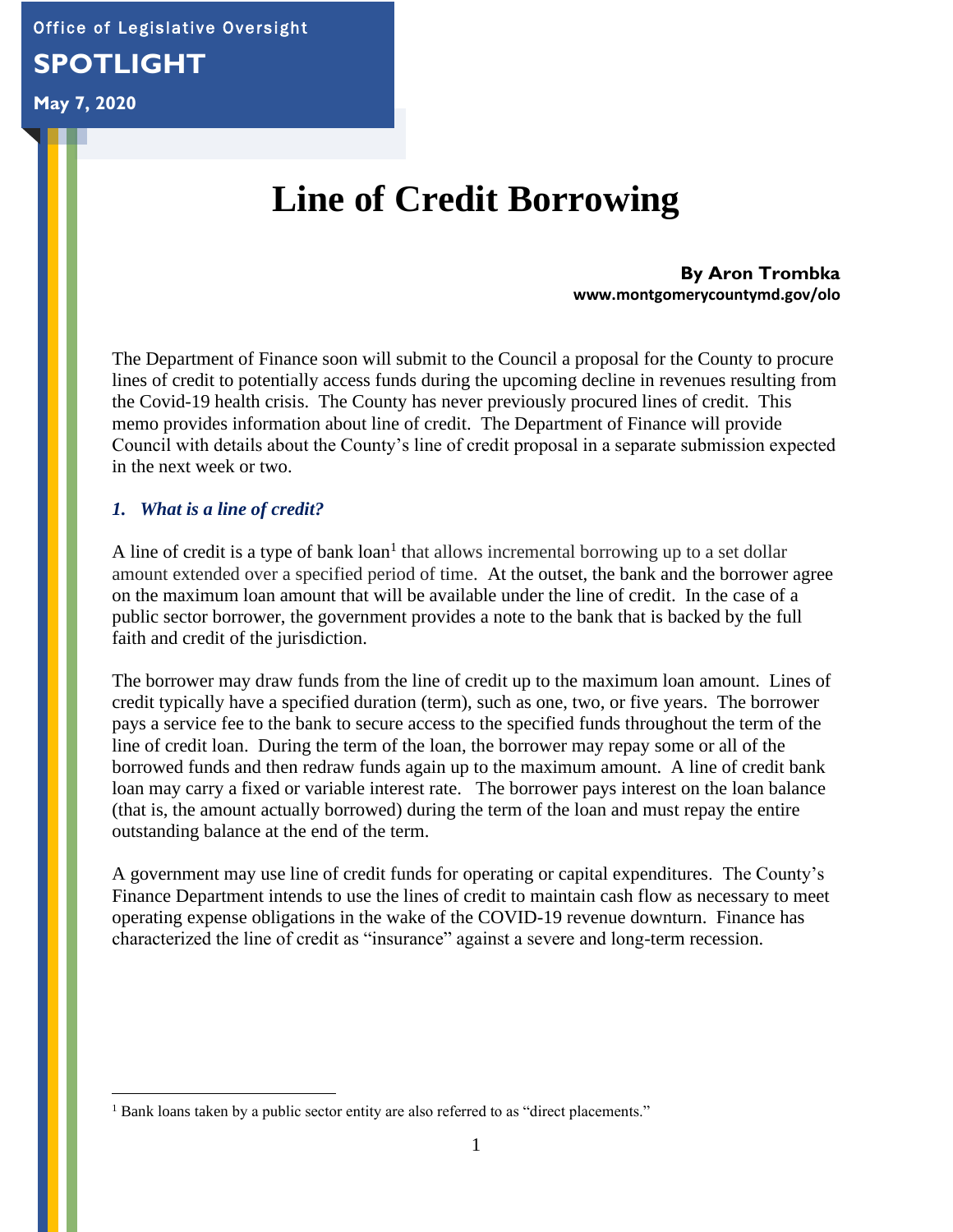Office of Legislative Oversight

**SPOTLIGHT**

**May 7, 2020**

# Line of Credit Borrowing

**By Aron Trombka**
**www.montgomerycountymd.gov/olo**

The Department of Finance soon will submit to the Council a proposal for the County to procure lines of credit to potentially access funds during the upcoming decline in revenues resulting from the Covid-19 health crisis. The County has never previously procured lines of credit. This memo provides information about line of credit. The Department of Finance will provide Council with details about the County's line of credit proposal in a separate submission expected in the next week or two.

### *1. What is a line of credit?*

A line of credit is a type of bank loan[1] that allows incremental borrowing up to a set dollar amount extended over a specified period of time. At the outset, the bank and the borrower agree on the maximum loan amount that will be available under the line of credit. In the case of a public sector borrower, the government provides a note to the bank that is backed by the full faith and credit of the jurisdiction.

The borrower may draw funds from the line of credit up to the maximum loan amount. Lines of credit typically have a specified duration (term), such as one, two, or five years. The borrower pays a service fee to the bank to secure access to the specified funds throughout the term of the line of credit loan. During the term of the loan, the borrower may repay some or all of the borrowed funds and then redraw funds again up to the maximum amount. A line of credit bank loan may carry a fixed or variable interest rate. The borrower pays interest on the loan balance (that is, the amount actually borrowed) during the term of the loan and must repay the entire outstanding balance at the end of the term.

A government may use line of credit funds for operating or capital expenditures. The County's Finance Department intends to use the lines of credit to maintain cash flow as necessary to meet operating expense obligations in the wake of the COVID-19 revenue downturn. Finance has characterized the line of credit as "insurance" against a severe and long-term recession.

---

[1] Bank loans taken by a public sector entity are also referred to as "direct placements."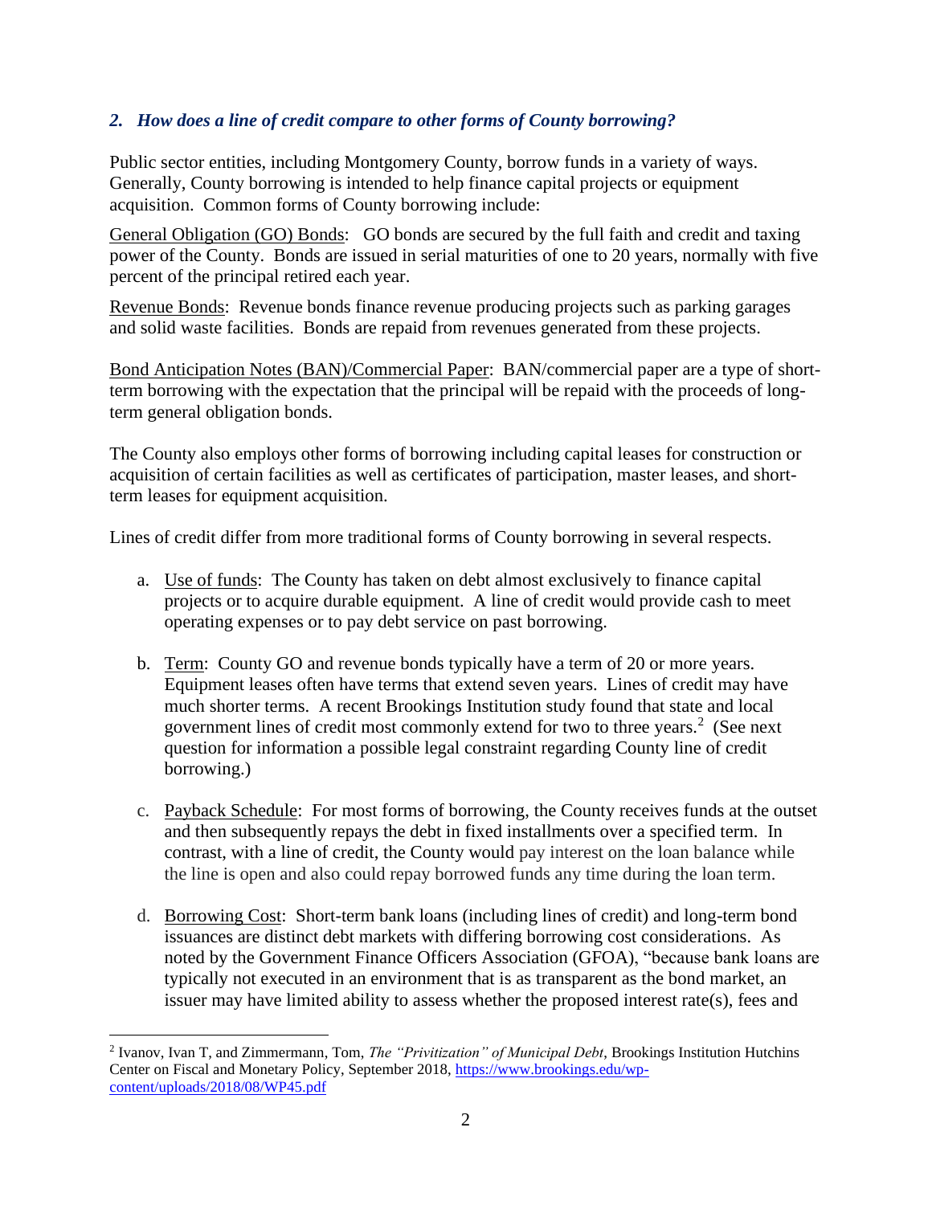### *2. How does a line of credit compare to other forms of County borrowing?*

Public sector entities, including Montgomery County, borrow funds in a variety of ways. Generally, County borrowing is intended to help finance capital projects or equipment acquisition. Common forms of County borrowing include:

General Obligation (GO) Bonds: GO bonds are secured by the full faith and credit and taxing power of the County. Bonds are issued in serial maturities of one to 20 years, normally with five percent of the principal retired each year.

Revenue Bonds: Revenue bonds finance revenue producing projects such as parking garages and solid waste facilities. Bonds are repaid from revenues generated from these projects.

Bond Anticipation Notes (BAN)/Commercial Paper: BAN/commercial paper are a type of short-term borrowing with the expectation that the principal will be repaid with the proceeds of long-term general obligation bonds.

The County also employs other forms of borrowing including capital leases for construction or acquisition of certain facilities as well as certificates of participation, master leases, and short-term leases for equipment acquisition.

Lines of credit differ from more traditional forms of County borrowing in several respects.

a. Use of funds: The County has taken on debt almost exclusively to finance capital projects or to acquire durable equipment. A line of credit would provide cash to meet operating expenses or to pay debt service on past borrowing.

b. Term: County GO and revenue bonds typically have a term of 20 or more years. Equipment leases often have terms that extend seven years. Lines of credit may have much shorter terms. A recent Brookings Institution study found that state and local government lines of credit most commonly extend for two to three years.[2] (See next question for information a possible legal constraint regarding County line of credit borrowing.)

c. Payback Schedule: For most forms of borrowing, the County receives funds at the outset and then subsequently repays the debt in fixed installments over a specified term. In contrast, with a line of credit, the County would pay interest on the loan balance while the line is open and also could repay borrowed funds any time during the loan term.

d. Borrowing Cost: Short-term bank loans (including lines of credit) and long-term bond issuances are distinct debt markets with differing borrowing cost considerations. As noted by the Government Finance Officers Association (GFOA), "because bank loans are typically not executed in an environment that is as transparent as the bond market, an issuer may have limited ability to assess whether the proposed interest rate(s), fees and

---

[2] Ivanov, Ivan T, and Zimmermann, Tom, *The "Privitization" of Municipal Debt*, Brookings Institution Hutchins Center on Fiscal and Monetary Policy, September 2018, https://www.brookings.edu/wp-content/uploads/2018/08/WP45.pdf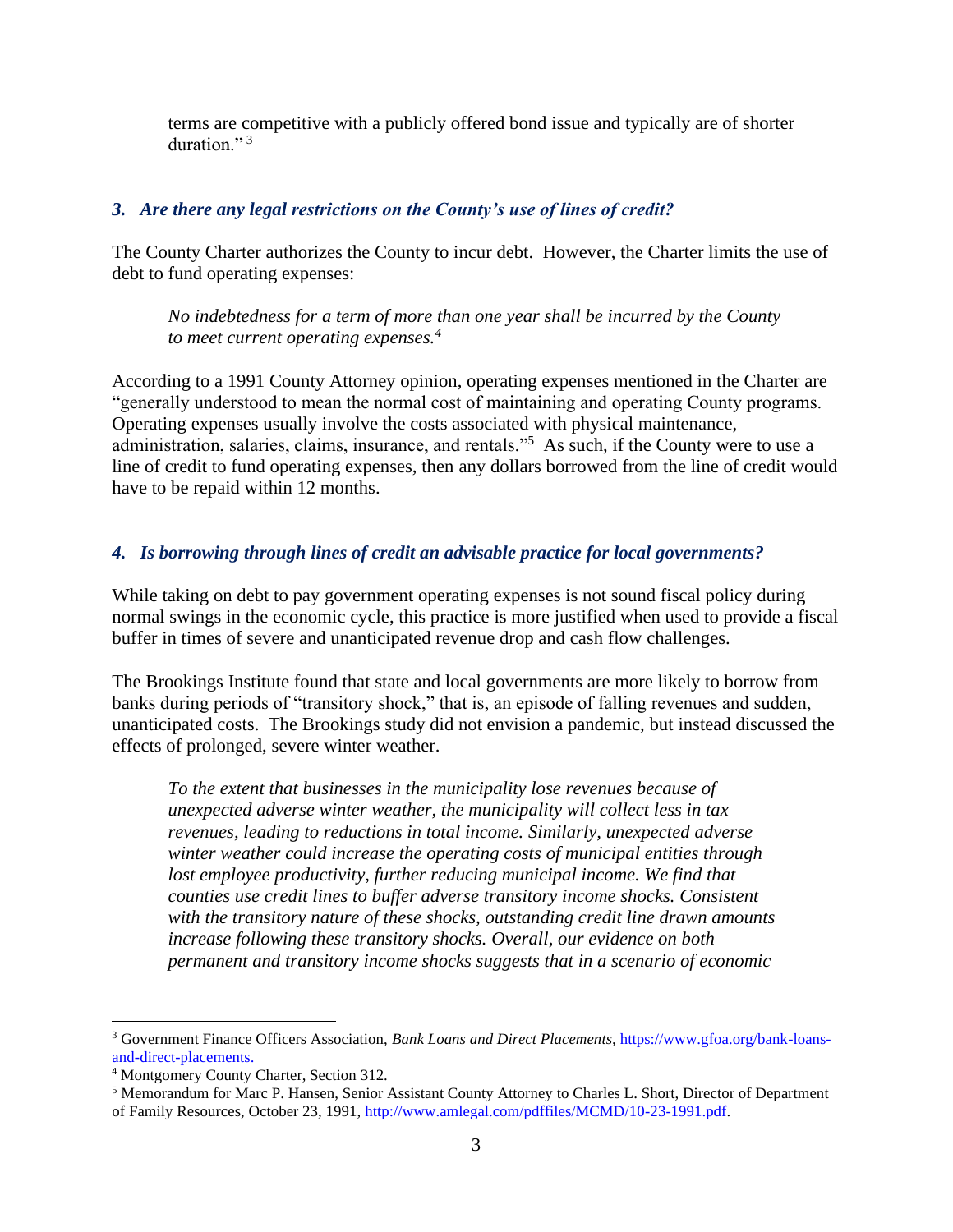terms are competitive with a publicly offered bond issue and typically are of shorter duration." [3]

### *3. Are there any legal restrictions on the County's use of lines of credit?*

The County Charter authorizes the County to incur debt. However, the Charter limits the use of debt to fund operating expenses:

> *No indebtedness for a term of more than one year shall be incurred by the County to meet current operating expenses.*[4]

According to a 1991 County Attorney opinion, operating expenses mentioned in the Charter are "generally understood to mean the normal cost of maintaining and operating County programs. Operating expenses usually involve the costs associated with physical maintenance, administration, salaries, claims, insurance, and rentals."[5] As such, if the County were to use a line of credit to fund operating expenses, then any dollars borrowed from the line of credit would have to be repaid within 12 months.

### *4. Is borrowing through lines of credit an advisable practice for local governments?*

While taking on debt to pay government operating expenses is not sound fiscal policy during normal swings in the economic cycle, this practice is more justified when used to provide a fiscal buffer in times of severe and unanticipated revenue drop and cash flow challenges.

The Brookings Institute found that state and local governments are more likely to borrow from banks during periods of "transitory shock," that is, an episode of falling revenues and sudden, unanticipated costs. The Brookings study did not envision a pandemic, but instead discussed the effects of prolonged, severe winter weather.

> *To the extent that businesses in the municipality lose revenues because of unexpected adverse winter weather, the municipality will collect less in tax revenues, leading to reductions in total income. Similarly, unexpected adverse winter weather could increase the operating costs of municipal entities through lost employee productivity, further reducing municipal income. We find that counties use credit lines to buffer adverse transitory income shocks. Consistent with the transitory nature of these shocks, outstanding credit line drawn amounts increase following these transitory shocks. Overall, our evidence on both permanent and transitory income shocks suggests that in a scenario of economic*

---

[3] Government Finance Officers Association, *Bank Loans and Direct Placements*, https://www.gfoa.org/bank-loans-and-direct-placements.

[4] Montgomery County Charter, Section 312.

[5] Memorandum for Marc P. Hansen, Senior Assistant County Attorney to Charles L. Short, Director of Department of Family Resources, October 23, 1991, http://www.amlegal.com/pdffiles/MCMD/10-23-1991.pdf.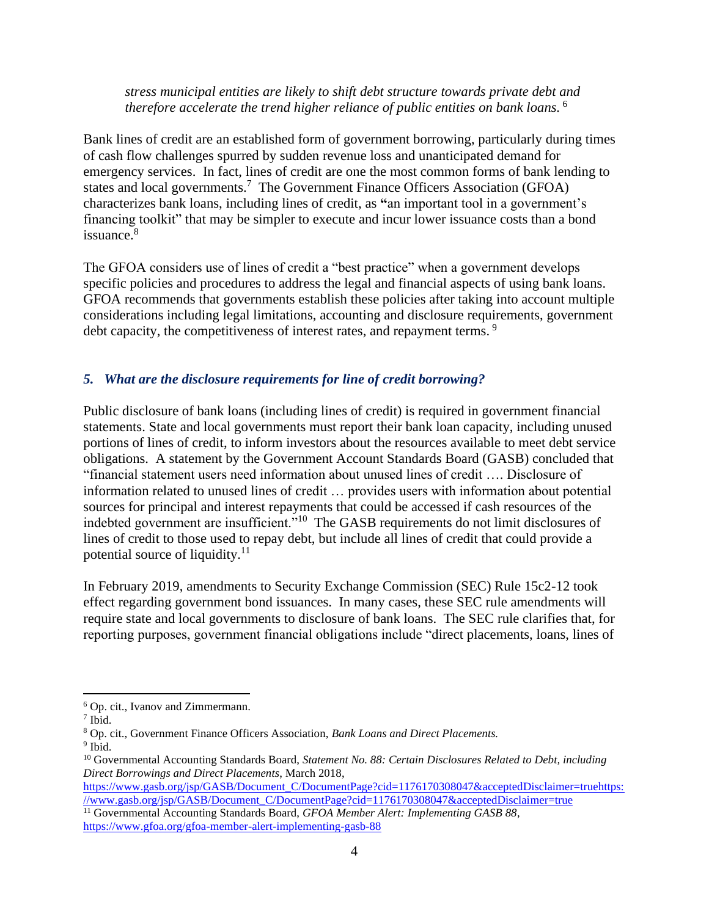*stress municipal entities are likely to shift debt structure towards private debt and therefore accelerate the trend higher reliance of public entities on bank loans.* [6]

Bank lines of credit are an established form of government borrowing, particularly during times of cash flow challenges spurred by sudden revenue loss and unanticipated demand for emergency services. In fact, lines of credit are one the most common forms of bank lending to states and local governments.[7] The Government Finance Officers Association (GFOA) characterizes bank loans, including lines of credit, as **"**an important tool in a government's financing toolkit" that may be simpler to execute and incur lower issuance costs than a bond issuance.[8]

The GFOA considers use of lines of credit a "best practice" when a government develops specific policies and procedures to address the legal and financial aspects of using bank loans. GFOA recommends that governments establish these policies after taking into account multiple considerations including legal limitations, accounting and disclosure requirements, government debt capacity, the competitiveness of interest rates, and repayment terms. [9]

### *5. What are the disclosure requirements for line of credit borrowing?*

Public disclosure of bank loans (including lines of credit) is required in government financial statements. State and local governments must report their bank loan capacity, including unused portions of lines of credit, to inform investors about the resources available to meet debt service obligations. A statement by the Government Account Standards Board (GASB) concluded that "financial statement users need information about unused lines of credit …. Disclosure of information related to unused lines of credit … provides users with information about potential sources for principal and interest repayments that could be accessed if cash resources of the indebted government are insufficient."[10] The GASB requirements do not limit disclosures of lines of credit to those used to repay debt, but include all lines of credit that could provide a potential source of liquidity.[11]

In February 2019, amendments to Security Exchange Commission (SEC) Rule 15c2-12 took effect regarding government bond issuances. In many cases, these SEC rule amendments will require state and local governments to disclosure of bank loans. The SEC rule clarifies that, for reporting purposes, government financial obligations include "direct placements, loans, lines of

---

[6] Op. cit., Ivanov and Zimmermann.

[7] Ibid.

[8] Op. cit., Government Finance Officers Association, *Bank Loans and Direct Placements.*

[9] Ibid.

[10] Governmental Accounting Standards Board, *Statement No. 88: Certain Disclosures Related to Debt, including Direct Borrowings and Direct Placements*, March 2018, https://www.gasb.org/jsp/GASB/Document_C/DocumentPage?cid=1176170308047&acceptedDisclaimer=truehttps://www.gasb.org/jsp/GASB/Document_C/DocumentPage?cid=1176170308047&acceptedDisclaimer=true

[11] Governmental Accounting Standards Board, *GFOA Member Alert: Implementing GASB 88*, https://www.gfoa.org/gfoa-member-alert-implementing-gasb-88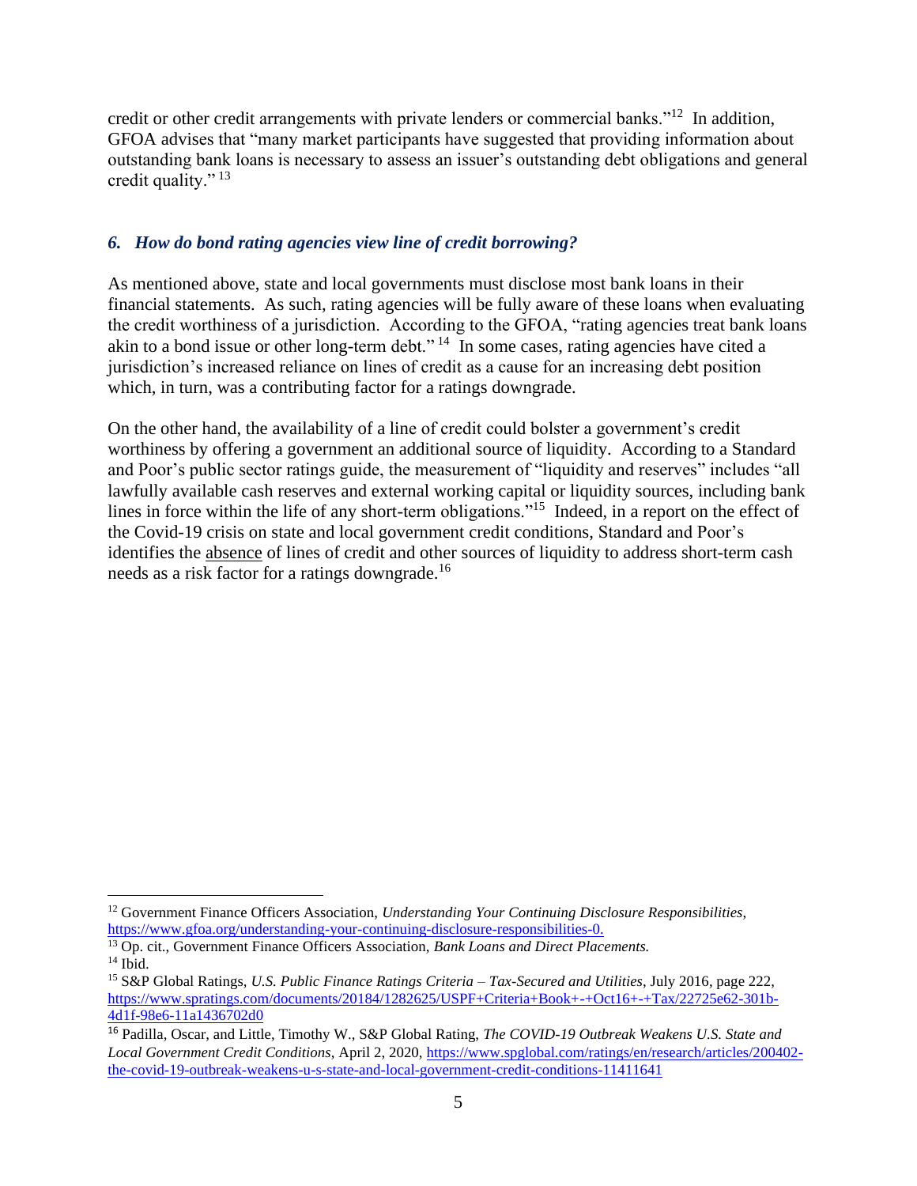credit or other credit arrangements with private lenders or commercial banks."[12] In addition, GFOA advises that "many market participants have suggested that providing information about outstanding bank loans is necessary to assess an issuer's outstanding debt obligations and general credit quality." [13]

### *6. How do bond rating agencies view line of credit borrowing?*

As mentioned above, state and local governments must disclose most bank loans in their financial statements. As such, rating agencies will be fully aware of these loans when evaluating the credit worthiness of a jurisdiction. According to the GFOA, "rating agencies treat bank loans akin to a bond issue or other long-term debt." [14] In some cases, rating agencies have cited a jurisdiction's increased reliance on lines of credit as a cause for an increasing debt position which, in turn, was a contributing factor for a ratings downgrade.

On the other hand, the availability of a line of credit could bolster a government's credit worthiness by offering a government an additional source of liquidity. According to a Standard and Poor's public sector ratings guide, the measurement of "liquidity and reserves" includes "all lawfully available cash reserves and external working capital or liquidity sources, including bank lines in force within the life of any short-term obligations."[15] Indeed, in a report on the effect of the Covid-19 crisis on state and local government credit conditions, Standard and Poor's identifies the <u>absence</u> of lines of credit and other sources of liquidity to address short-term cash needs as a risk factor for a ratings downgrade.[16]

---

[12] Government Finance Officers Association, *Understanding Your Continuing Disclosure Responsibilities*, https://www.gfoa.org/understanding-your-continuing-disclosure-responsibilities-0.

[13] Op. cit., Government Finance Officers Association, *Bank Loans and Direct Placements.*

[14] Ibid.

[15] S&P Global Ratings, *U.S. Public Finance Ratings Criteria – Tax-Secured and Utilities*, July 2016, page 222, https://www.spratings.com/documents/20184/1282625/USPF+Criteria+Book+-+Oct16+-+Tax/22725e62-301b-4d1f-98e6-11a1436702d0

[16] Padilla, Oscar, and Little, Timothy W., S&P Global Rating, *The COVID-19 Outbreak Weakens U.S. State and Local Government Credit Conditions*, April 2, 2020, https://www.spglobal.com/ratings/en/research/articles/200402-the-covid-19-outbreak-weakens-u-s-state-and-local-government-credit-conditions-11411641